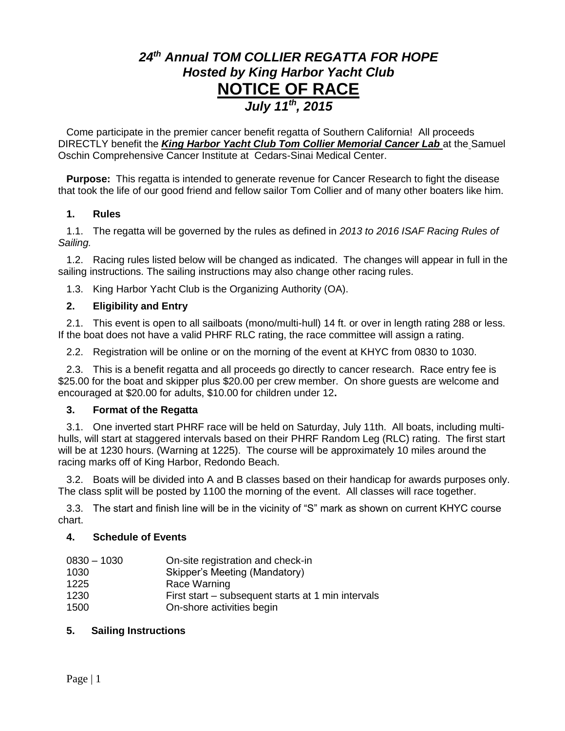# *24th Annual TOM COLLIER REGATTA FOR HOPE*
## *Hosted by King Harbor Yacht Club*
# NOTICE OF RACE
## *July 11th, 2015*

Come participate in the premier cancer benefit regatta of Southern California! All proceeds DIRECTLY benefit the ***King Harbor Yacht Club Tom Collier Memorial Cancer Lab*** at the Samuel Oschin Comprehensive Cancer Institute at Cedars-Sinai Medical Center.

**Purpose:** This regatta is intended to generate revenue for Cancer Research to fight the disease that took the life of our good friend and fellow sailor Tom Collier and of many other boaters like him.

### 1. Rules

1.1. The regatta will be governed by the rules as defined in *2013 to 2016 ISAF Racing Rules of Sailing.*

1.2. Racing rules listed below will be changed as indicated. The changes will appear in full in the sailing instructions. The sailing instructions may also change other racing rules.

1.3. King Harbor Yacht Club is the Organizing Authority (OA).

### 2. Eligibility and Entry

2.1. This event is open to all sailboats (mono/multi-hull) 14 ft. or over in length rating 288 or less. If the boat does not have a valid PHRF RLC rating, the race committee will assign a rating.

2.2. Registration will be online or on the morning of the event at KHYC from 0830 to 1030.

2.3. This is a benefit regatta and all proceeds go directly to cancer research. Race entry fee is $25.00 for the boat and skipper plus $20.00 per crew member. On shore guests are welcome and encouraged at $20.00 for adults, $10.00 for children under 12**.**

### 3. Format of the Regatta

3.1. One inverted start PHRF race will be held on Saturday, July 11th. All boats, including multi-hulls, will start at staggered intervals based on their PHRF Random Leg (RLC) rating. The first start will be at 1230 hours. (Warning at 1225). The course will be approximately 10 miles around the racing marks off of King Harbor, Redondo Beach.

3.2. Boats will be divided into A and B classes based on their handicap for awards purposes only. The class split will be posted by 1100 the morning of the event. All classes will race together.

3.3. The start and finish line will be in the vicinity of "S" mark as shown on current KHYC course chart.

### 4. Schedule of Events

| | |
|---|---|
| 0830 – 1030 | On-site registration and check-in |
| 1030 | Skipper's Meeting (Mandatory) |
| 1225 | Race Warning |
| 1230 | First start – subsequent starts at 1 min intervals |
| 1500 | On-shore activities begin |

### 5. Sailing Instructions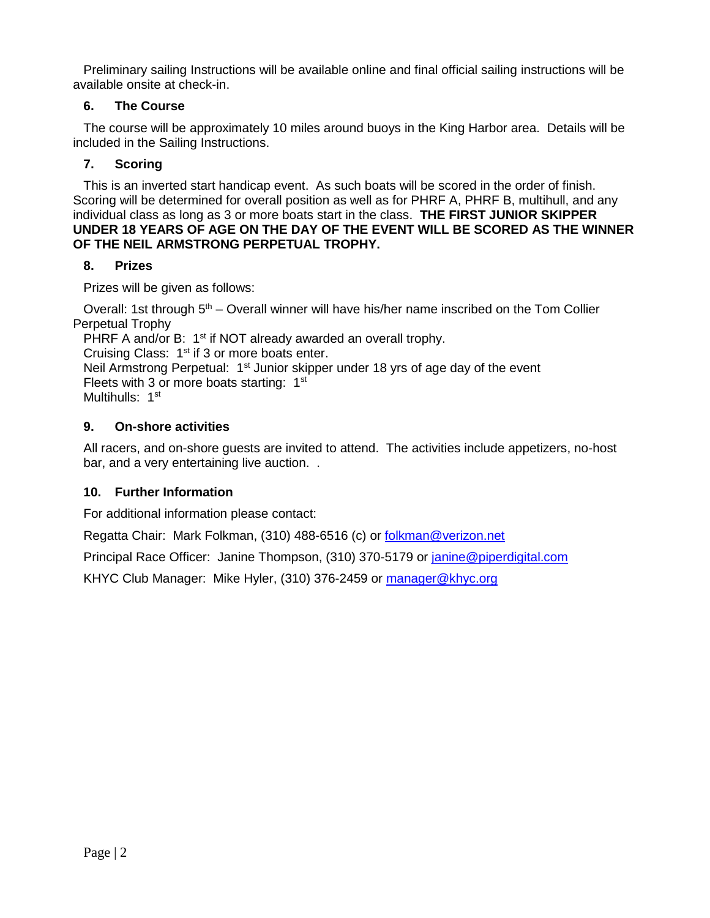Preliminary sailing Instructions will be available online and final official sailing instructions will be available onsite at check-in.

## 6. The Course

The course will be approximately 10 miles around buoys in the King Harbor area. Details will be included in the Sailing Instructions.

## 7. Scoring

This is an inverted start handicap event. As such boats will be scored in the order of finish. Scoring will be determined for overall position as well as for PHRF A, PHRF B, multihull, and any individual class as long as 3 or more boats start in the class. **THE FIRST JUNIOR SKIPPER UNDER 18 YEARS OF AGE ON THE DAY OF THE EVENT WILL BE SCORED AS THE WINNER OF THE NEIL ARMSTRONG PERPETUAL TROPHY.**

## 8. Prizes

Prizes will be given as follows:

Overall: 1st through 5th – Overall winner will have his/her name inscribed on the Tom Collier Perpetual Trophy
PHRF A and/or B: 1st if NOT already awarded an overall trophy.
Cruising Class: 1st if 3 or more boats enter.
Neil Armstrong Perpetual: 1st Junior skipper under 18 yrs of age day of the event
Fleets with 3 or more boats starting: 1st
Multihulls: 1st

## 9. On-shore activities

All racers, and on-shore guests are invited to attend. The activities include appetizers, no-host bar, and a very entertaining live auction. .

## 10. Further Information

For additional information please contact:

Regatta Chair: Mark Folkman, (310) 488-6516 (c) or folkman@verizon.net

Principal Race Officer: Janine Thompson, (310) 370-5179 or janine@piperdigital.com

KHYC Club Manager: Mike Hyler, (310) 376-2459 or manager@khyc.org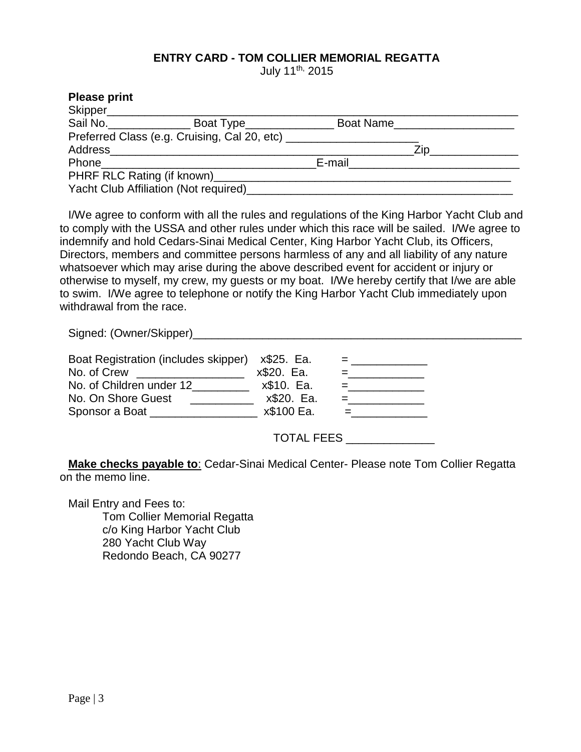**ENTRY CARD - TOM COLLIER MEMORIAL REGATTA**

July 11th, 2015

**Please print**

Skipper_______________________________________________________________________

Sail No.______________ Boat Type______________ Boat Name____________________

Preferred Class (e.g. Cruising, Cal 20, etc) ______________________

Address__________________________________________________Zip_______________

Phone___________________________________E-mail_____________________________

PHRF RLC Rating (if known)__________________________________________________

Yacht Club Affiliation (Not required)_____________________________________________

I/We agree to conform with all the rules and regulations of the King Harbor Yacht Club and to comply with the USSA and other rules under which this race will be sailed. I/We agree to indemnify and hold Cedars-Sinai Medical Center, King Harbor Yacht Club, its Officers, Directors, members and committee persons harmless of any and all liability of any nature whatsoever which may arise during the above described event for accident or injury or otherwise to myself, my crew, my guests or my boat. I/We hereby certify that I/we are able to swim. I/We agree to telephone or notify the King Harbor Yacht Club immediately upon withdrawal from the race.

Signed: (Owner/Skipper)_____________________________________________________________

| | | |
|---|---|---|
| Boat Registration (includes skipper) | x$25. Ea. | = ____________ |
| No. of Crew _________________ | x$20. Ea. | =____________ |
| No. of Children under 12_________ | x$10. Ea. | =____________ |
| No. On Shore Guest __________ | x$20. Ea. | =____________ |
| Sponsor a Boat _________________ | x$100 Ea. | =____________ |

TOTAL FEES ______________

**Make checks payable to**: Cedar-Sinai Medical Center- Please note Tom Collier Regatta on the memo line.

Mail Entry and Fees to:

Tom Collier Memorial Regatta
c/o King Harbor Yacht Club
280 Yacht Club Way
Redondo Beach, CA 90277